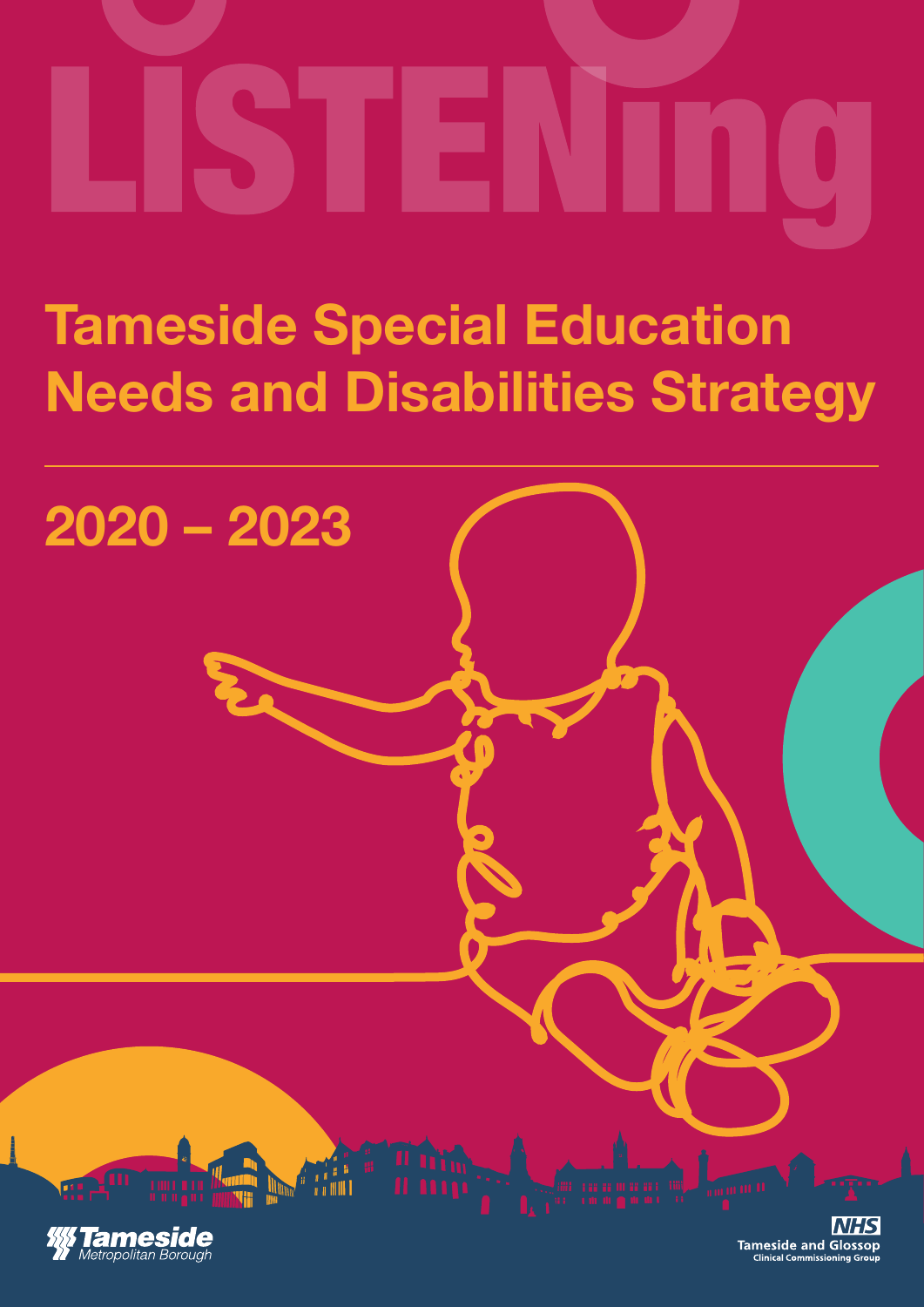LISTENing

# Tameside Special Education Needs and Disabilities Strategy

## 2020 – 2023

Tameside Metropolitan Borough

NHS Tameside and Glossop Clinical Commissioning Group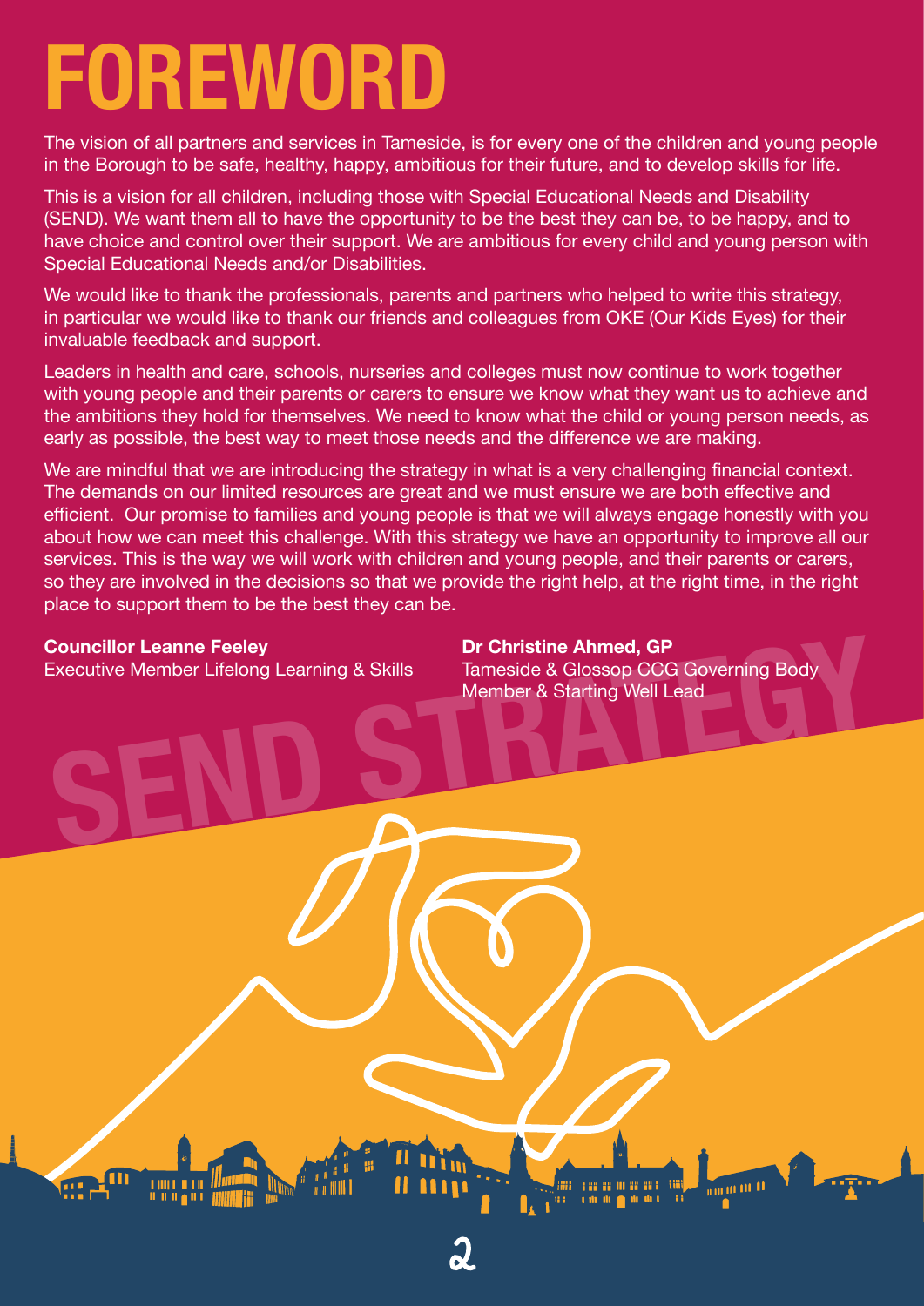# FOREWORD

The vision of all partners and services in Tameside, is for every one of the children and young people in the Borough to be safe, healthy, happy, ambitious for their future, and to develop skills for life.

This is a vision for all children, including those with Special Educational Needs and Disability (SEND). We want them all to have the opportunity to be the best they can be, to be happy, and to have choice and control over their support. We are ambitious for every child and young person with Special Educational Needs and/or Disabilities.

We would like to thank the professionals, parents and partners who helped to write this strategy, in particular we would like to thank our friends and colleagues from OKE (Our Kids Eyes) for their invaluable feedback and support.

Leaders in health and care, schools, nurseries and colleges must now continue to work together with young people and their parents or carers to ensure we know what they want us to achieve and the ambitions they hold for themselves. We need to know what the child or young person needs, as early as possible, the best way to meet those needs and the difference we are making.

We are mindful that we are introducing the strategy in what is a very challenging financial context. The demands on our limited resources are great and we must ensure we are both effective and efficient. Our promise to families and young people is that we will always engage honestly with you about how we can meet this challenge. With this strategy we have an opportunity to improve all our services. This is the way we will work with children and young people, and their parents or carers, so they are involved in the decisions so that we provide the right help, at the right time, in the right place to support them to be the best they can be.

**Councillor Leanne Feeley**
Executive Member Lifelong Learning & Skills

**Dr Christine Ahmed, GP**
Tameside & Glossop CCG Governing Body Member & Starting Well Lead

SEND STRATEGY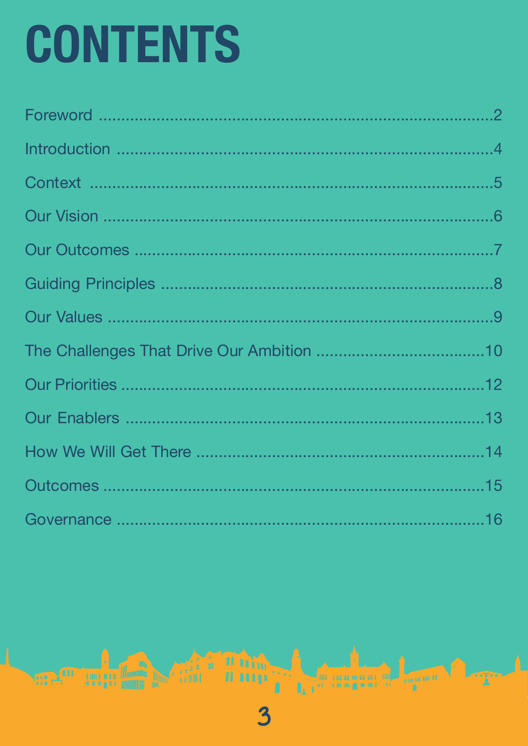# CONTENTS

| Section | Page |
|---|---|
| Foreword | 2 |
| Introduction | 4 |
| Context | 5 |
| Our Vision | 6 |
| Our Outcomes | 7 |
| Guiding Principles | 8 |
| Our Values | 9 |
| The Challenges That Drive Our Ambition | 10 |
| Our Priorities | 12 |
| Our Enablers | 13 |
| How We Will Get There | 14 |
| Outcomes | 15 |
| Governance | 16 |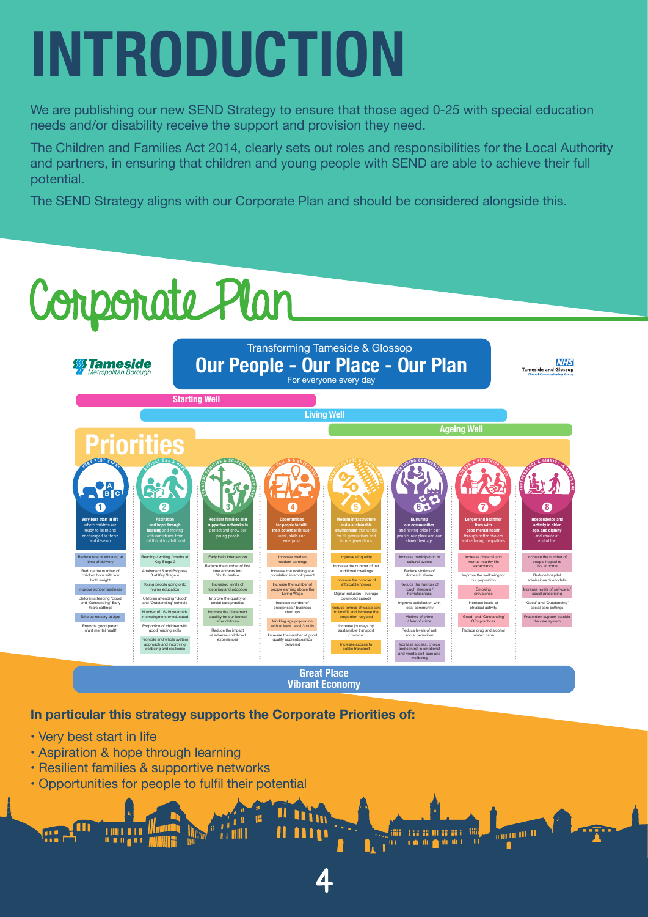# INTRODUCTION

We are publishing our new SEND Strategy to ensure that those aged 0-25 with special education needs and/or disability receive the support and provision they need.

The Children and Families Act 2014, clearly sets out roles and responsibilities for the Local Authority and partners, in ensuring that children and young people with SEND are able to achieve their full potential.

The SEND Strategy aligns with our Corporate Plan and should be considered alongside this.

## Corporate Plan

Tameside Metropolitan Borough

Transforming Tameside & Glossop

**Our People - Our Place - Our Plan**

For everyone every day

NHS Tameside and Glossop Clinical Commissioning Group

Starting Well | Living Well | Ageing Well

### Priorities

| 1 | 2 | 3 | 4 | 5 | 6 | 7 | 8 |
|---|---|---|---|---|---|---|---|
| **Very best start in life** where children are ready to learn and encouraged to thrive and develop | **Aspiration and hope through learning** and moving with confidence from childhood to adulthood | **Resilient families and supportive networks** to protect and grow our young people | **Opportunities for people to fulfil their potential** through work, skills and enterprise | **Modern infrastructure and a sustainable environment** that works for all generations and future generations | **Nurturing our communities** and having pride in our people, our place and our shared heritage | **Longer and healthier lives with good mental health** through better choices and reducing inequalities | **Independence and activity in older age, and dignity** and choice at end of life |
| Reduce rate of smoking at time of delivery | Reading / writing / maths at Key Stage 2 | Early Help Intervention | Increase median resident earnings | Improve air quality | Increase participation in cultural events | Increase physical and mental healthy life expectancy | Increase the number of people helped to live at home |
| Reduce the number of children born with low birth weight | Attainment 8 and Progress 8 at Key Stage 4 | Reduce the number of first time entrants into Youth Justice | Increase the working age population in employment | Increase the number of net additional dwellings | Reduce victims of domestic abuse | Improve the wellbeing for our population | Reduce hospital admissions due to falls |
| Improve school readiness | Young people going onto higher education | Increased levels of fostering and adoption | Increase the number of people earning above the Living Wage | Increase the number of affordable homes | Reduce the number of rough sleepers / homelessness | Smoking prevalence | Increase levels of self-care / social prescribing |
| Children attending 'Good' and 'Outstanding' Early Years settings | Children attending 'Good' and 'Outstanding' schools | Improve the quality of social care practice | Increase number of enterprises / business start ups | Digital inclusion - average download speeds | Improve satisfaction with local community | Increase levels of physical activity | 'Good' and 'Outstanding' social care settings |
| Take up nursery at 2yrs | Number of 16-19 year olds in employment or educated | Improve the placement stability for our looked after children | Working age population with at least Level 3 skills | Reduce tonnes of waste sent to landfill and increase the proportion recycled | Victims of crime / fear of crime | 'Good' and 'Outstanding' GPs practices | Prevention support outside the care system |
| Promote good parent infant mental health | Proportion of children with good reading skills | Reduce the impact of adverse childhood experiences | Increase the number of good quality apprenticeships delivered | Increase journeys by sustainable transport / non-car | Reduce levels of anti social behaviour | Reduce drug and alcohol related harm | |
| | Promote and whole system approach and improving wellbeing and resilience | | | Increase access to public transport | Increase access, choice and control in emotional and mental self-care and wellbeing | | |

**Great Place**
**Vibrant Economy**

**In particular this strategy supports the Corporate Priorities of:**

- Very best start in life
- Aspiration & hope through learning
- Resilient families & supportive networks
- Opportunities for people to fulfil their potential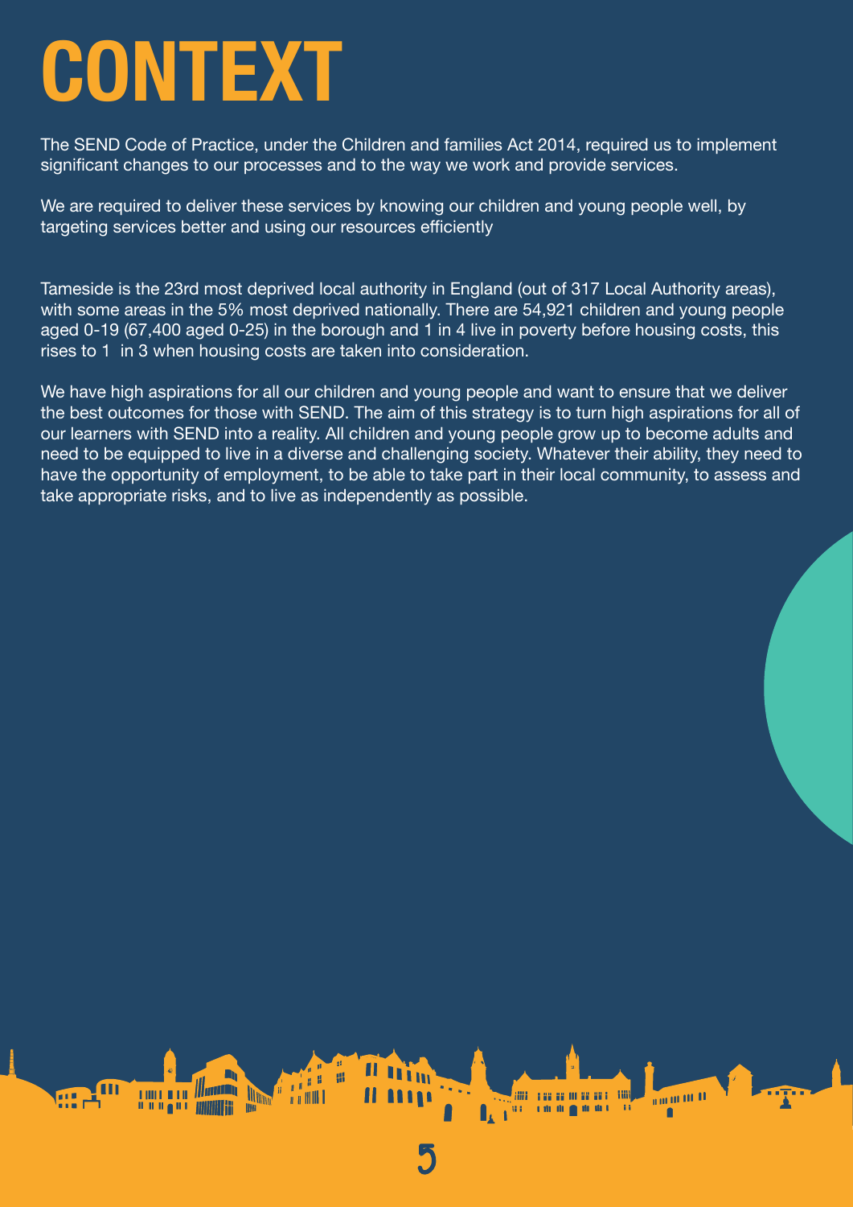# CONTEXT

The SEND Code of Practice, under the Children and families Act 2014, required us to implement significant changes to our processes and to the way we work and provide services.

We are required to deliver these services by knowing our children and young people well, by targeting services better and using our resources efficiently

Tameside is the 23rd most deprived local authority in England (out of 317 Local Authority areas), with some areas in the 5% most deprived nationally. There are 54,921 children and young people aged 0-19 (67,400 aged 0-25) in the borough and 1 in 4 live in poverty before housing costs, this rises to 1 in 3 when housing costs are taken into consideration.

We have high aspirations for all our children and young people and want to ensure that we deliver the best outcomes for those with SEND. The aim of this strategy is to turn high aspirations for all of our learners with SEND into a reality. All children and young people grow up to become adults and need to be equipped to live in a diverse and challenging society. Whatever their ability, they need to have the opportunity of employment, to be able to take part in their local community, to assess and take appropriate risks, and to live as independently as possible.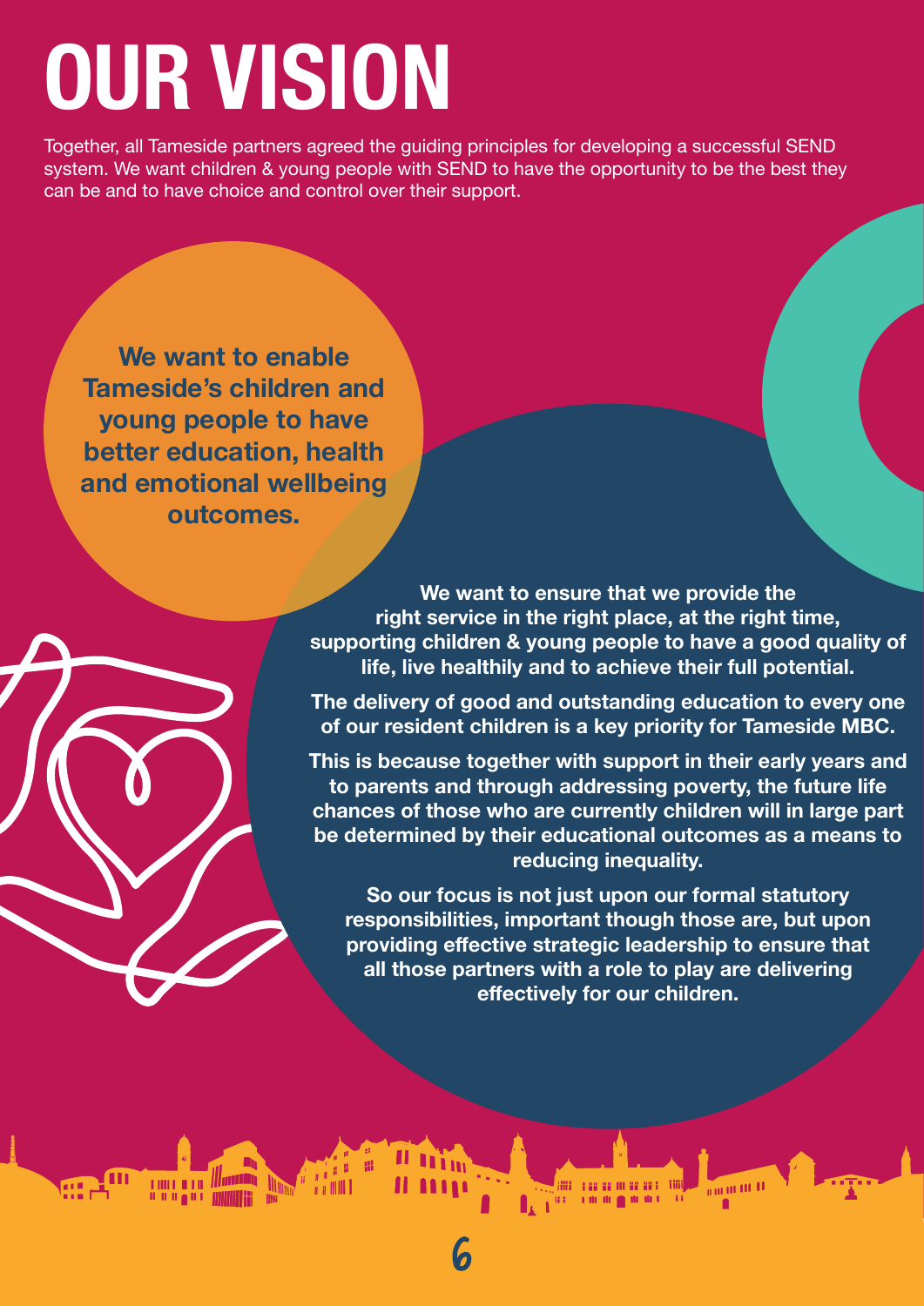# OUR VISION

Together, all Tameside partners agreed the guiding principles for developing a successful SEND system. We want children & young people with SEND to have the opportunity to be the best they can be and to have choice and control over their support.

**We want to enable Tameside's children and young people to have better education, health and emotional wellbeing outcomes.**

**We want to ensure that we provide the right service in the right place, at the right time, supporting children & young people to have a good quality of life, live healthily and to achieve their full potential.**

**The delivery of good and outstanding education to every one of our resident children is a key priority for Tameside MBC.**

**This is because together with support in their early years and to parents and through addressing poverty, the future life chances of those who are currently children will in large part be determined by their educational outcomes as a means to reducing inequality.**

**So our focus is not just upon our formal statutory responsibilities, important though those are, but upon providing effective strategic leadership to ensure that all those partners with a role to play are delivering effectively for our children.**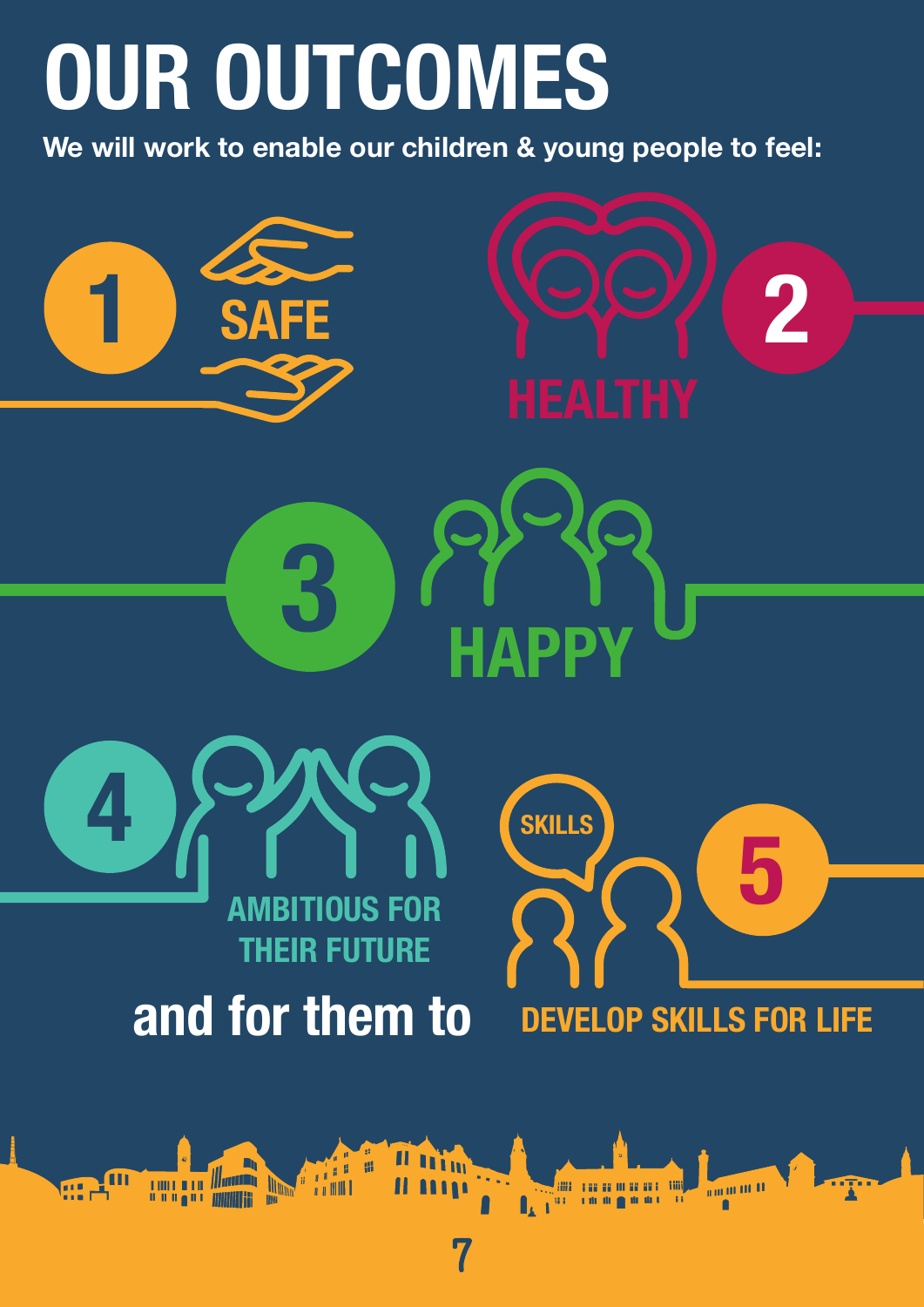# OUR OUTCOMES

**We will work to enable our children & young people to feel:**

1. SAFE
2. HEALTHY
3. HAPPY
4. AMBITIOUS FOR THEIR FUTURE

**and for them to**

5. DEVELOP SKILLS FOR LIFE

SKILLS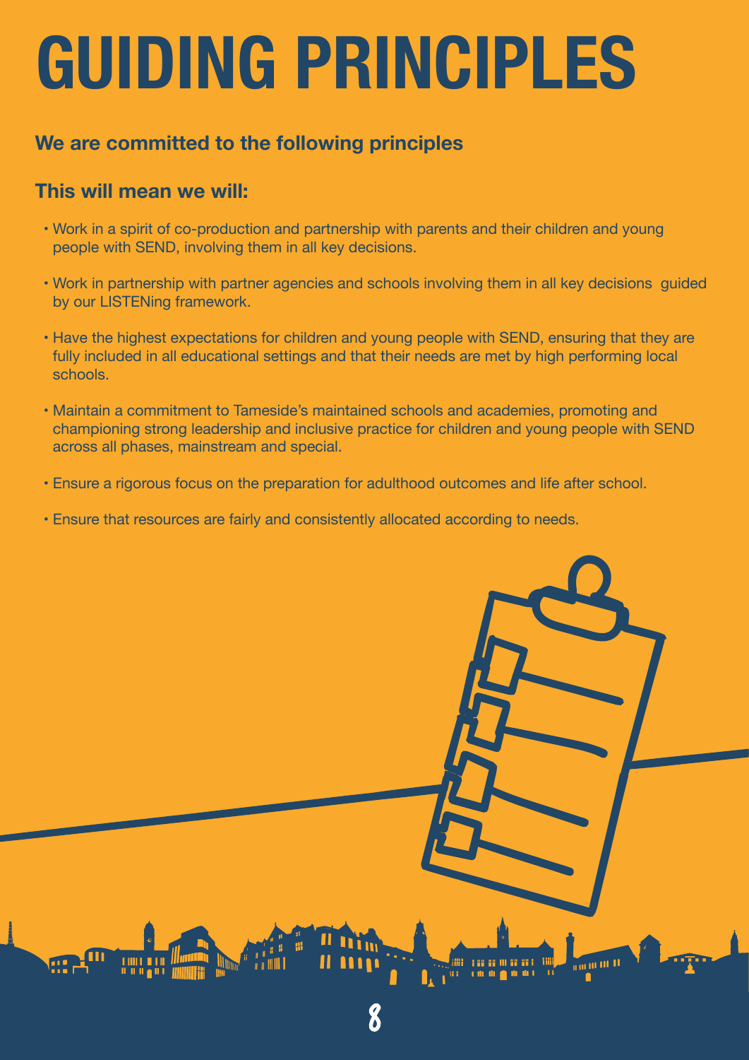# GUIDING PRINCIPLES

### We are committed to the following principles

### This will mean we will:

- Work in a spirit of co-production and partnership with parents and their children and young people with SEND, involving them in all key decisions.
- Work in partnership with partner agencies and schools involving them in all key decisions guided by our LISTENing framework.
- Have the highest expectations for children and young people with SEND, ensuring that they are fully included in all educational settings and that their needs are met by high performing local schools.
- Maintain a commitment to Tameside's maintained schools and academies, promoting and championing strong leadership and inclusive practice for children and young people with SEND across all phases, mainstream and special.
- Ensure a rigorous focus on the preparation for adulthood outcomes and life after school.
- Ensure that resources are fairly and consistently allocated according to needs.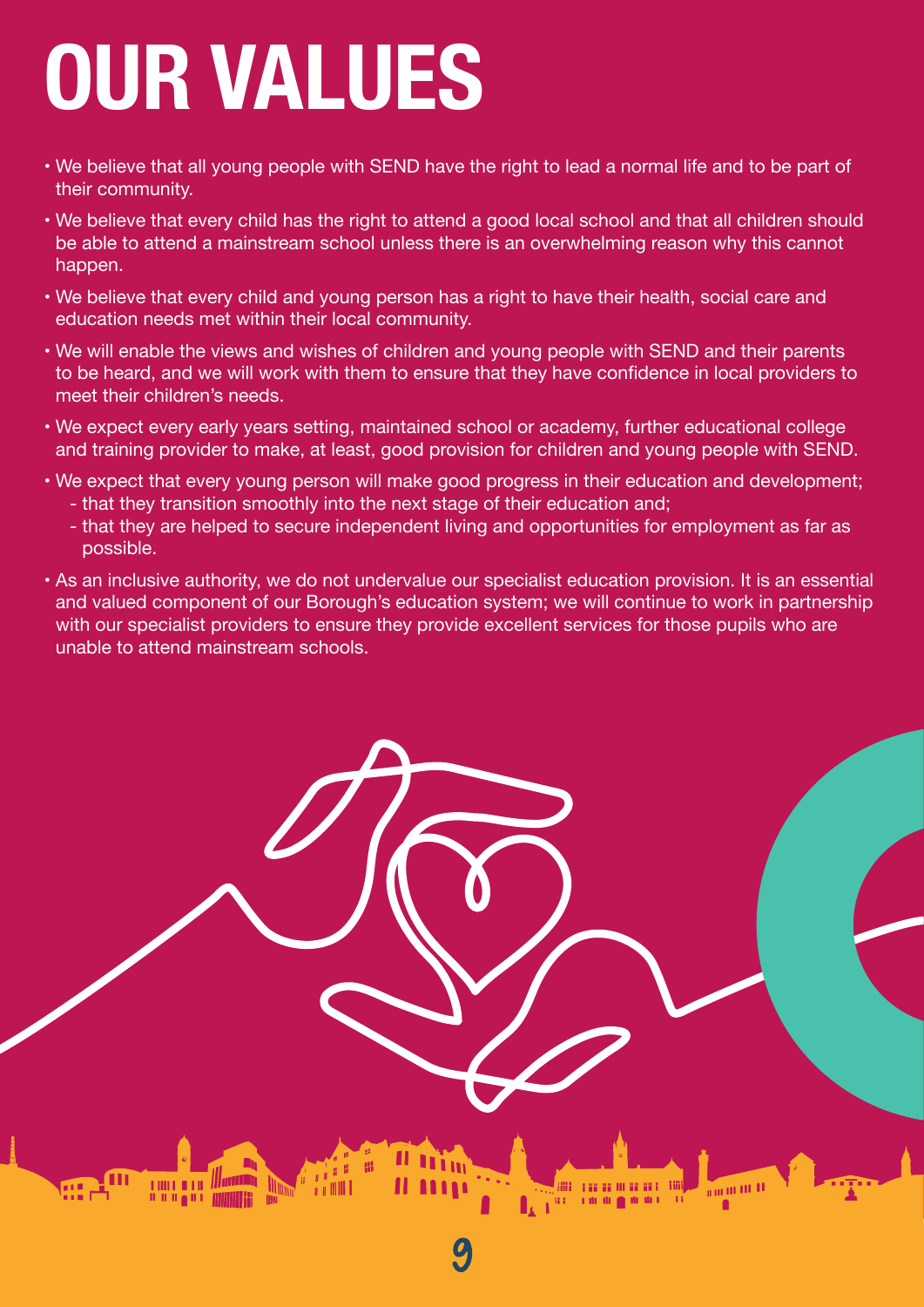# OUR VALUES

- We believe that all young people with SEND have the right to lead a normal life and to be part of their community.
- We believe that every child has the right to attend a good local school and that all children should be able to attend a mainstream school unless there is an overwhelming reason why this cannot happen.
- We believe that every child and young person has a right to have their health, social care and education needs met within their local community.
- We will enable the views and wishes of children and young people with SEND and their parents to be heard, and we will work with them to ensure that they have confidence in local providers to meet their children's needs.
- We expect every early years setting, maintained school or academy, further educational college and training provider to make, at least, good provision for children and young people with SEND.
- We expect that every young person will make good progress in their education and development;
  - that they transition smoothly into the next stage of their education and;
  - that they are helped to secure independent living and opportunities for employment as far as possible.
- As an inclusive authority, we do not undervalue our specialist education provision. It is an essential and valued component of our Borough's education system; we will continue to work in partnership with our specialist providers to ensure they provide excellent services for those pupils who are unable to attend mainstream schools.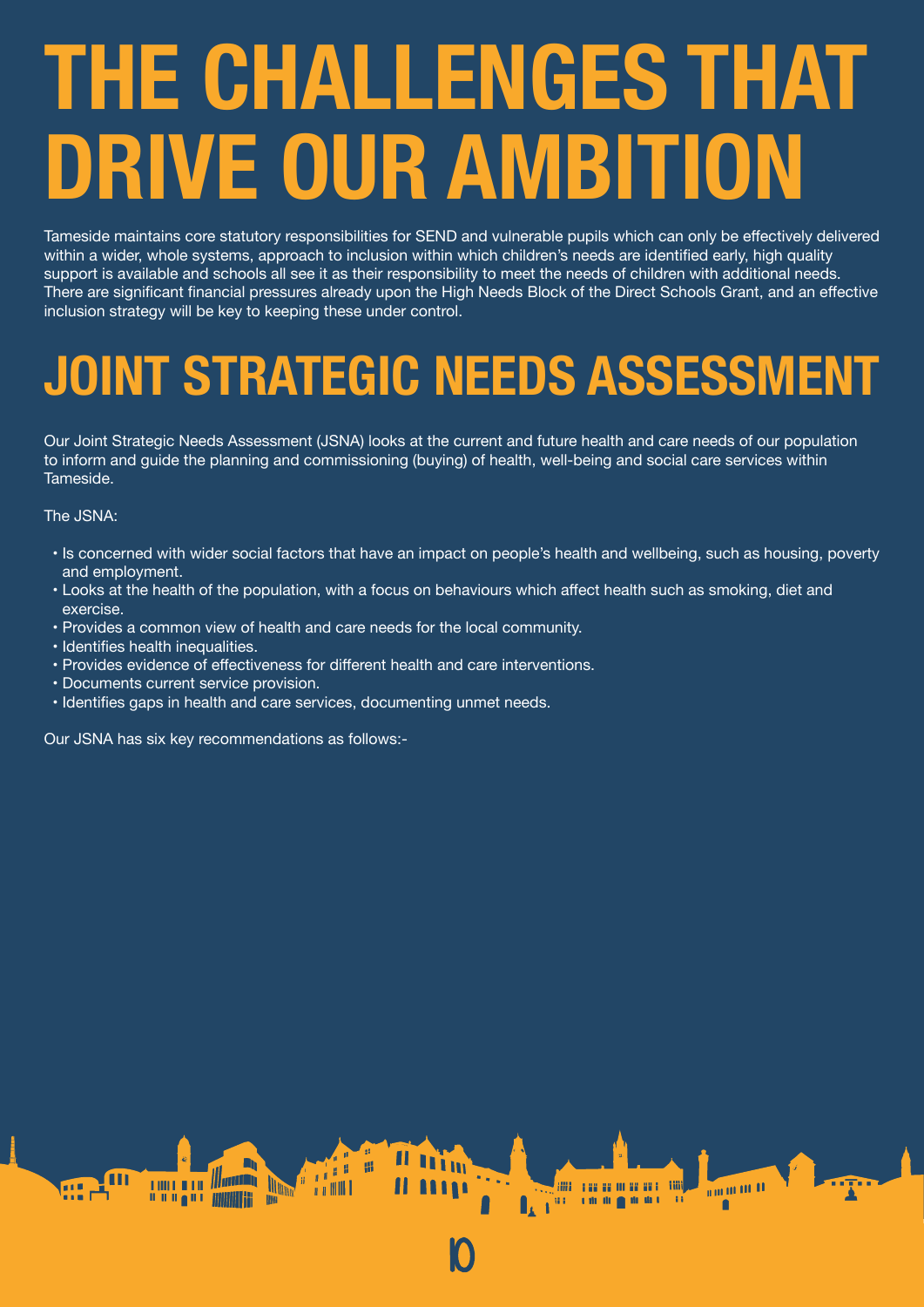# THE CHALLENGES THAT DRIVE OUR AMBITION

Tameside maintains core statutory responsibilities for SEND and vulnerable pupils which can only be effectively delivered within a wider, whole systems, approach to inclusion within which children's needs are identified early, high quality support is available and schools all see it as their responsibility to meet the needs of children with additional needs. There are significant financial pressures already upon the High Needs Block of the Direct Schools Grant, and an effective inclusion strategy will be key to keeping these under control.

# JOINT STRATEGIC NEEDS ASSESSMENT

Our Joint Strategic Needs Assessment (JSNA) looks at the current and future health and care needs of our population to inform and guide the planning and commissioning (buying) of health, well-being and social care services within Tameside.

The JSNA:

- Is concerned with wider social factors that have an impact on people's health and wellbeing, such as housing, poverty and employment.
- Looks at the health of the population, with a focus on behaviours which affect health such as smoking, diet and exercise.
- Provides a common view of health and care needs for the local community.
- Identifies health inequalities.
- Provides evidence of effectiveness for different health and care interventions.
- Documents current service provision.
- Identifies gaps in health and care services, documenting unmet needs.

Our JSNA has six key recommendations as follows:-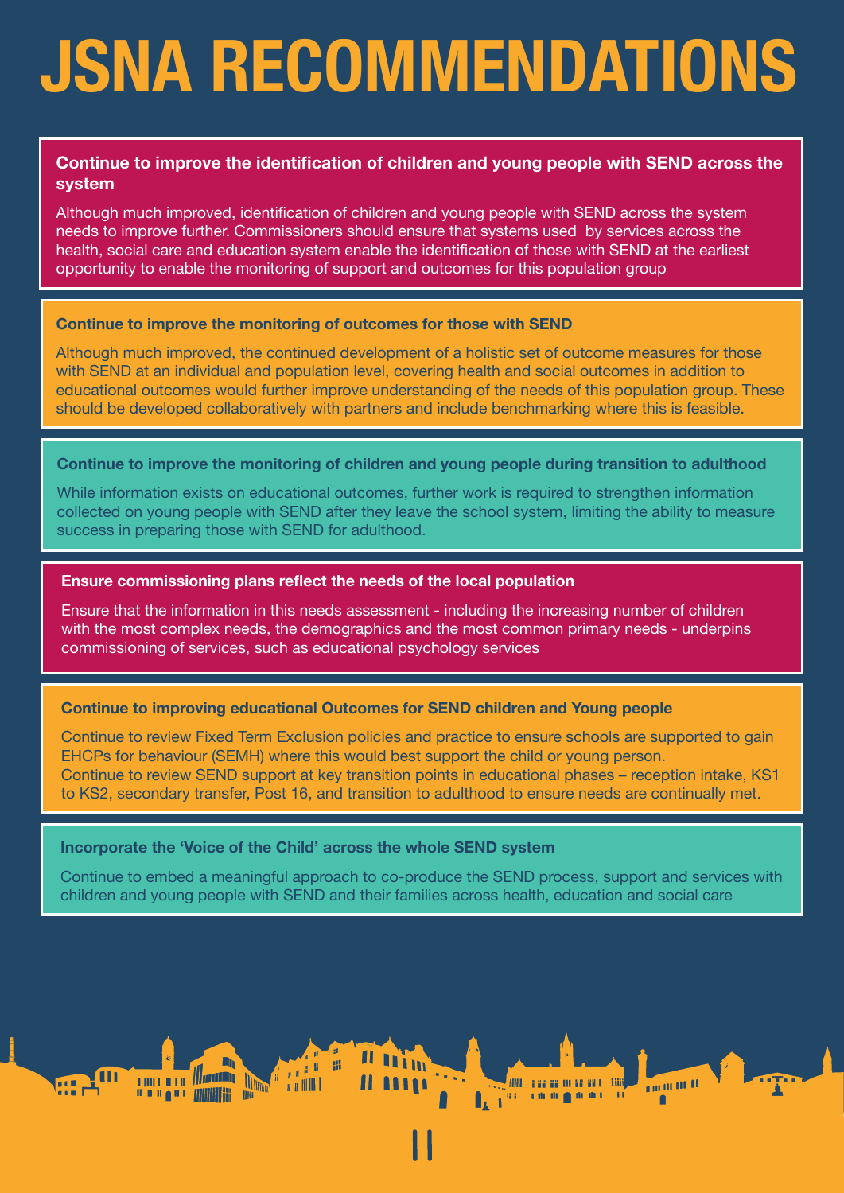# JSNA RECOMMENDATIONS

### Continue to improve the identification of children and young people with SEND across the system

Although much improved, identification of children and young people with SEND across the system needs to improve further. Commissioners should ensure that systems used by services across the health, social care and education system enable the identification of those with SEND at the earliest opportunity to enable the monitoring of support and outcomes for this population group

### Continue to improve the monitoring of outcomes for those with SEND

Although much improved, the continued development of a holistic set of outcome measures for those with SEND at an individual and population level, covering health and social outcomes in addition to educational outcomes would further improve understanding of the needs of this population group. These should be developed collaboratively with partners and include benchmarking where this is feasible.

### Continue to improve the monitoring of children and young people during transition to adulthood

While information exists on educational outcomes, further work is required to strengthen information collected on young people with SEND after they leave the school system, limiting the ability to measure success in preparing those with SEND for adulthood.

### Ensure commissioning plans reflect the needs of the local population

Ensure that the information in this needs assessment - including the increasing number of children with the most complex needs, the demographics and the most common primary needs - underpins commissioning of services, such as educational psychology services

### Continue to improving educational Outcomes for SEND children and Young people

Continue to review Fixed Term Exclusion policies and practice to ensure schools are supported to gain EHCPs for behaviour (SEMH) where this would best support the child or young person.
Continue to review SEND support at key transition points in educational phases – reception intake, KS1 to KS2, secondary transfer, Post 16, and transition to adulthood to ensure needs are continually met.

### Incorporate the 'Voice of the Child' across the whole SEND system

Continue to embed a meaningful approach to co-produce the SEND process, support and services with children and young people with SEND and their families across health, education and social care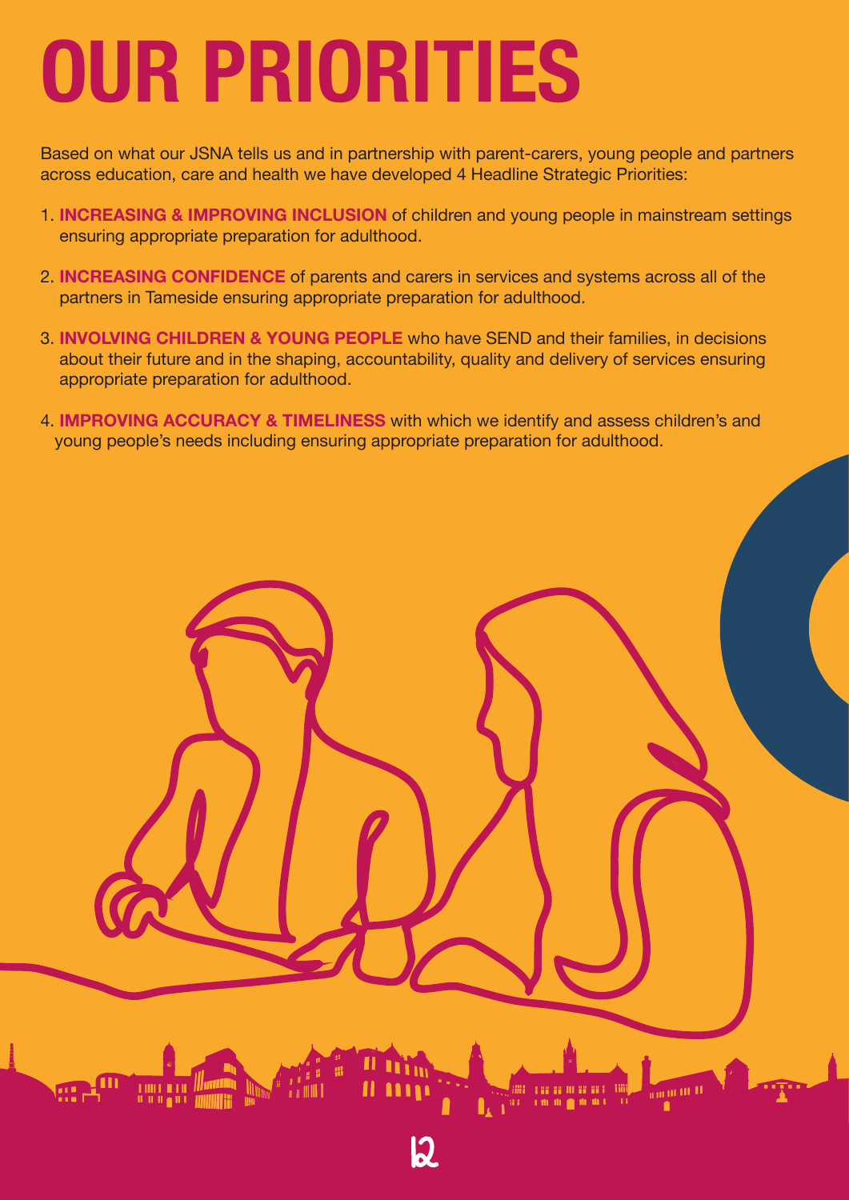# OUR PRIORITIES

Based on what our JSNA tells us and in partnership with parent-carers, young people and partners across education, care and health we have developed 4 Headline Strategic Priorities:

1. **INCREASING & IMPROVING INCLUSION** of children and young people in mainstream settings ensuring appropriate preparation for adulthood.
2. **INCREASING CONFIDENCE** of parents and carers in services and systems across all of the partners in Tameside ensuring appropriate preparation for adulthood.
3. **INVOLVING CHILDREN & YOUNG PEOPLE** who have SEND and their families, in decisions about their future and in the shaping, accountability, quality and delivery of services ensuring appropriate preparation for adulthood.
4. **IMPROVING ACCURACY & TIMELINESS** with which we identify and assess children's and young people's needs including ensuring appropriate preparation for adulthood.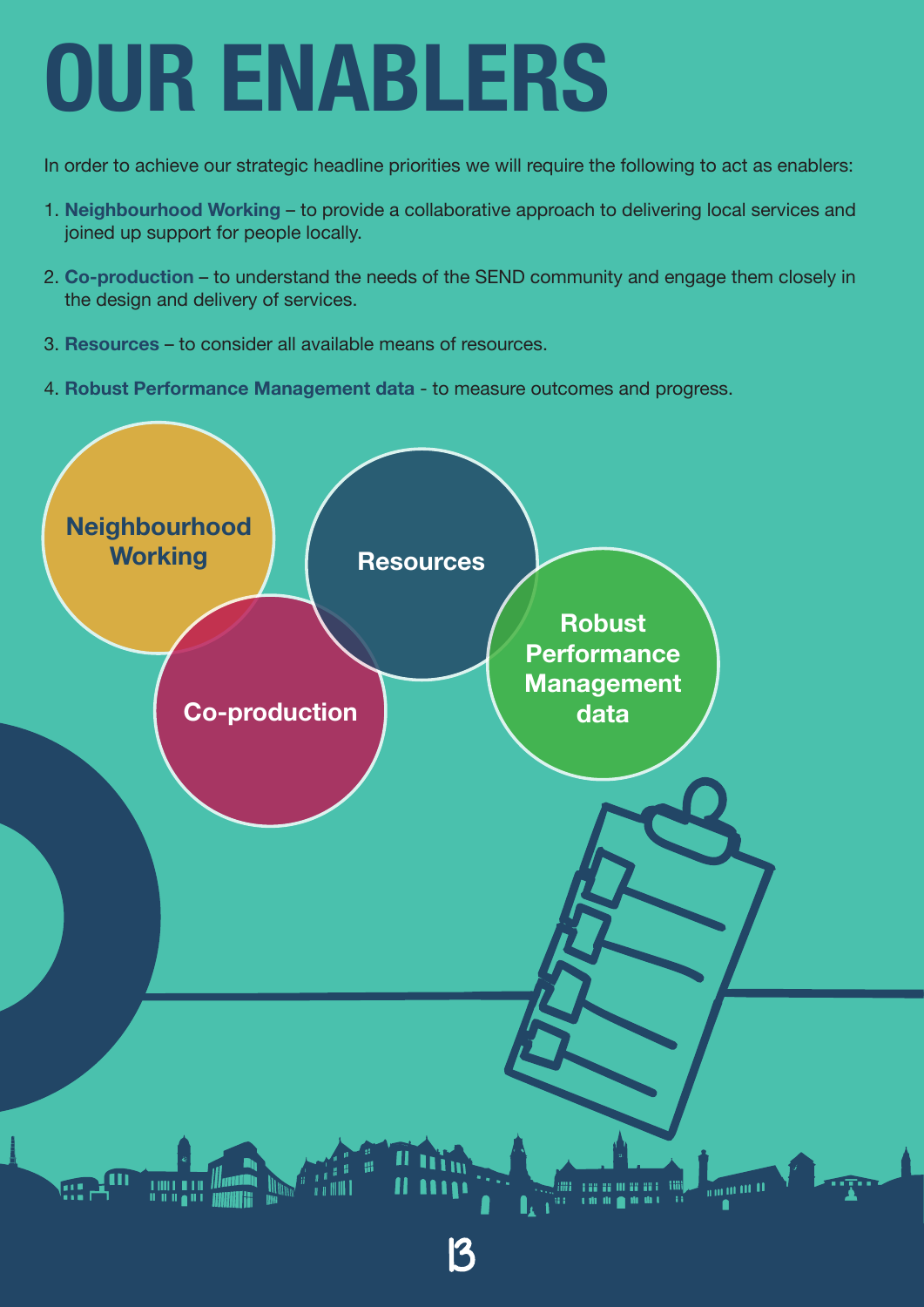# OUR ENABLERS

In order to achieve our strategic headline priorities we will require the following to act as enablers:

1. **Neighbourhood Working** – to provide a collaborative approach to delivering local services and joined up support for people locally.
2. **Co-production** – to understand the needs of the SEND community and engage them closely in the design and delivery of services.
3. **Resources** – to consider all available means of resources.
4. **Robust Performance Management data** - to measure outcomes and progress.

Neighbourhood Working

Resources

Robust Performance Management data

Co-production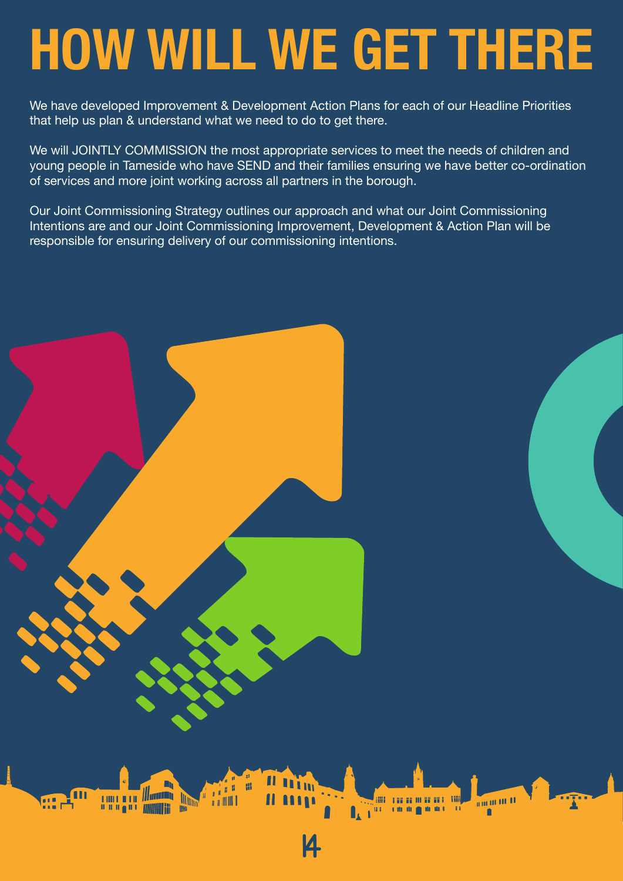# HOW WILL WE GET THERE

We have developed Improvement & Development Action Plans for each of our Headline Priorities that help us plan & understand what we need to do to get there.

We will JOINTLY COMMISSION the most appropriate services to meet the needs of children and young people in Tameside who have SEND and their families ensuring we have better co-ordination of services and more joint working across all partners in the borough.

Our Joint Commissioning Strategy outlines our approach and what our Joint Commissioning Intentions are and our Joint Commissioning Improvement, Development & Action Plan will be responsible for ensuring delivery of our commissioning intentions.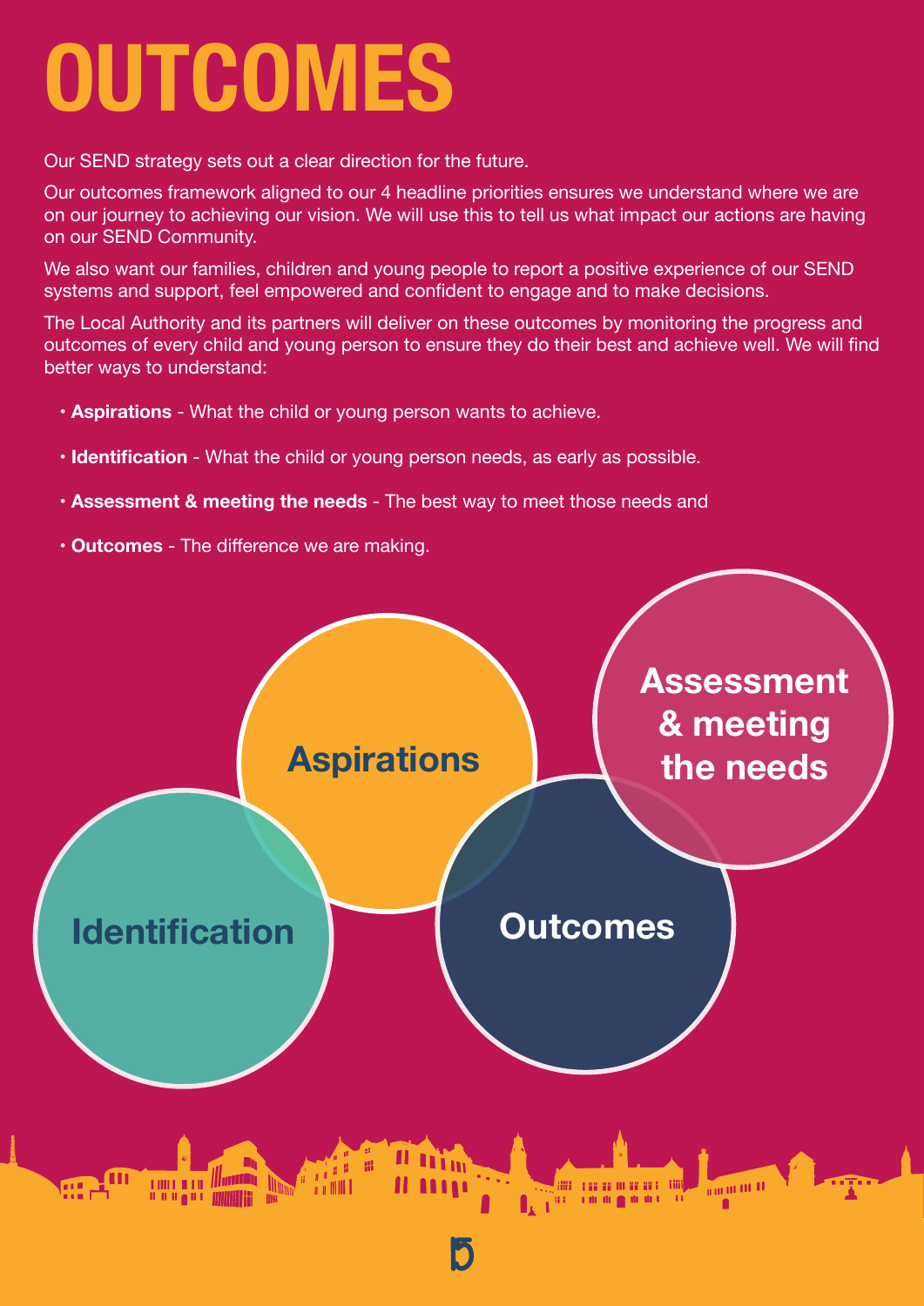# OUTCOMES

Our SEND strategy sets out a clear direction for the future.

Our outcomes framework aligned to our 4 headline priorities ensures we understand where we are on our journey to achieving our vision. We will use this to tell us what impact our actions are having on our SEND Community.

We also want our families, children and young people to report a positive experience of our SEND systems and support, feel empowered and confident to engage and to make decisions.

The Local Authority and its partners will deliver on these outcomes by monitoring the progress and outcomes of every child and young person to ensure they do their best and achieve well. We will find better ways to understand:

- **Aspirations** - What the child or young person wants to achieve.
- **Identification** - What the child or young person needs, as early as possible.
- **Assessment & meeting the needs** - The best way to meet those needs and
- **Outcomes** - The difference we are making.

Aspirations

Assessment & meeting the needs

Identification

Outcomes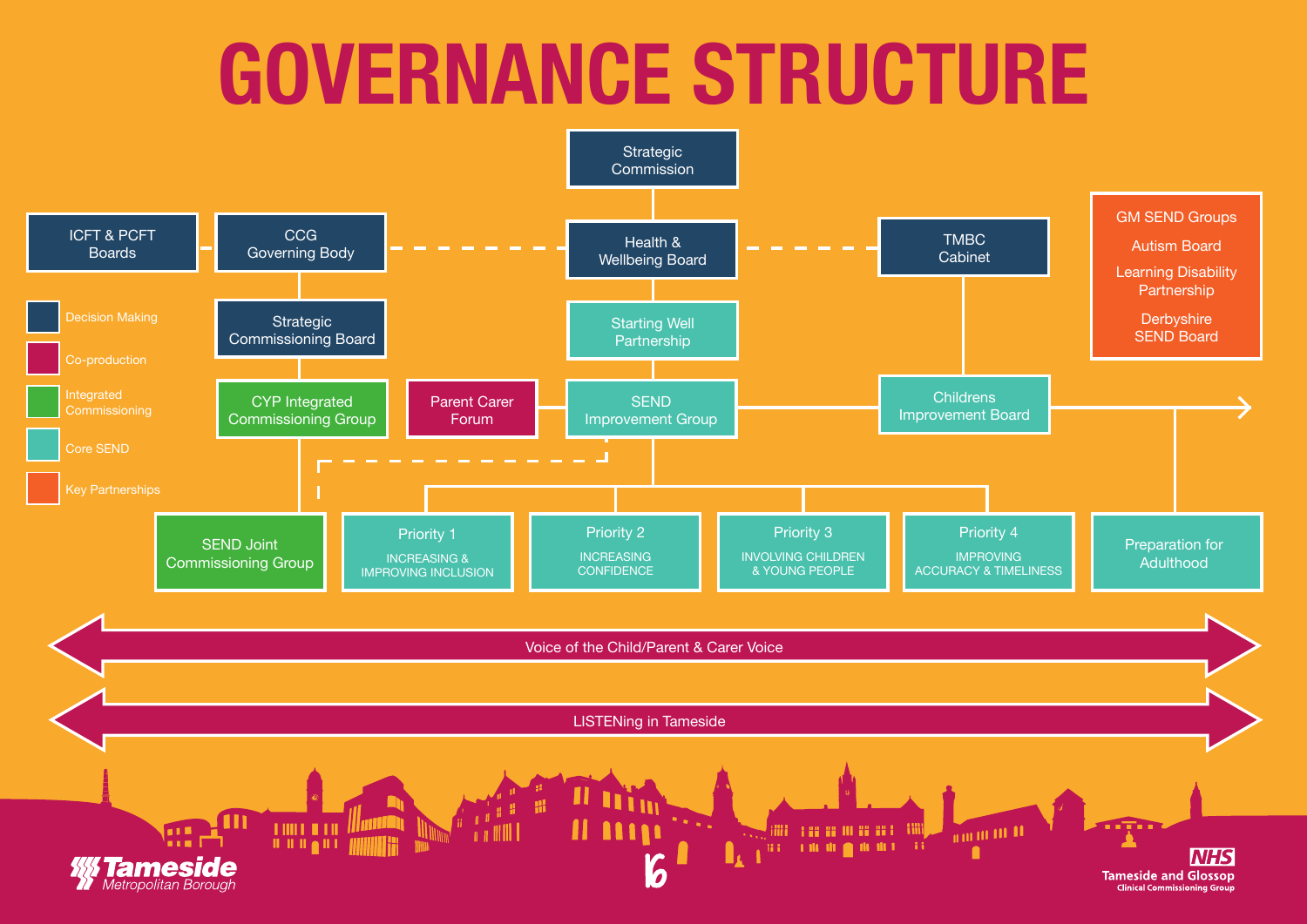# GOVERNANCE STRUCTURE

**Key:**
- Decision Making
- Co-production
- Integrated Commissioning
- Core SEND
- Key Partnerships

**Decision Making**
- Strategic Commission
- ICFT & PCFT Boards
- CCG Governing Body
- Health & Wellbeing Board
- TMBC Cabinet
- Strategic Commissioning Board

**Core SEND**
- Starting Well Partnership
- SEND Improvement Group
- Childrens Improvement Board
- Priority 1 – INCREASING & IMPROVING INCLUSION
- Priority 2 – INCREASING CONFIDENCE
- Priority 3 – INVOLVING CHILDREN & YOUNG PEOPLE
- Priority 4 – IMPROVING ACCURACY & TIMELINESS
- Preparation for Adulthood

**Integrated Commissioning**
- CYP Integrated Commissioning Group
- SEND Joint Commissioning Group

**Co-production**
- Parent Carer Forum

**Key Partnerships**
- GM SEND Groups
- Autism Board
- Learning Disability Partnership
- Derbyshire SEND Board

Voice of the Child/Parent & Carer Voice

LISTENing in Tameside

Tameside Metropolitan Borough

NHS Tameside and Glossop Clinical Commissioning Group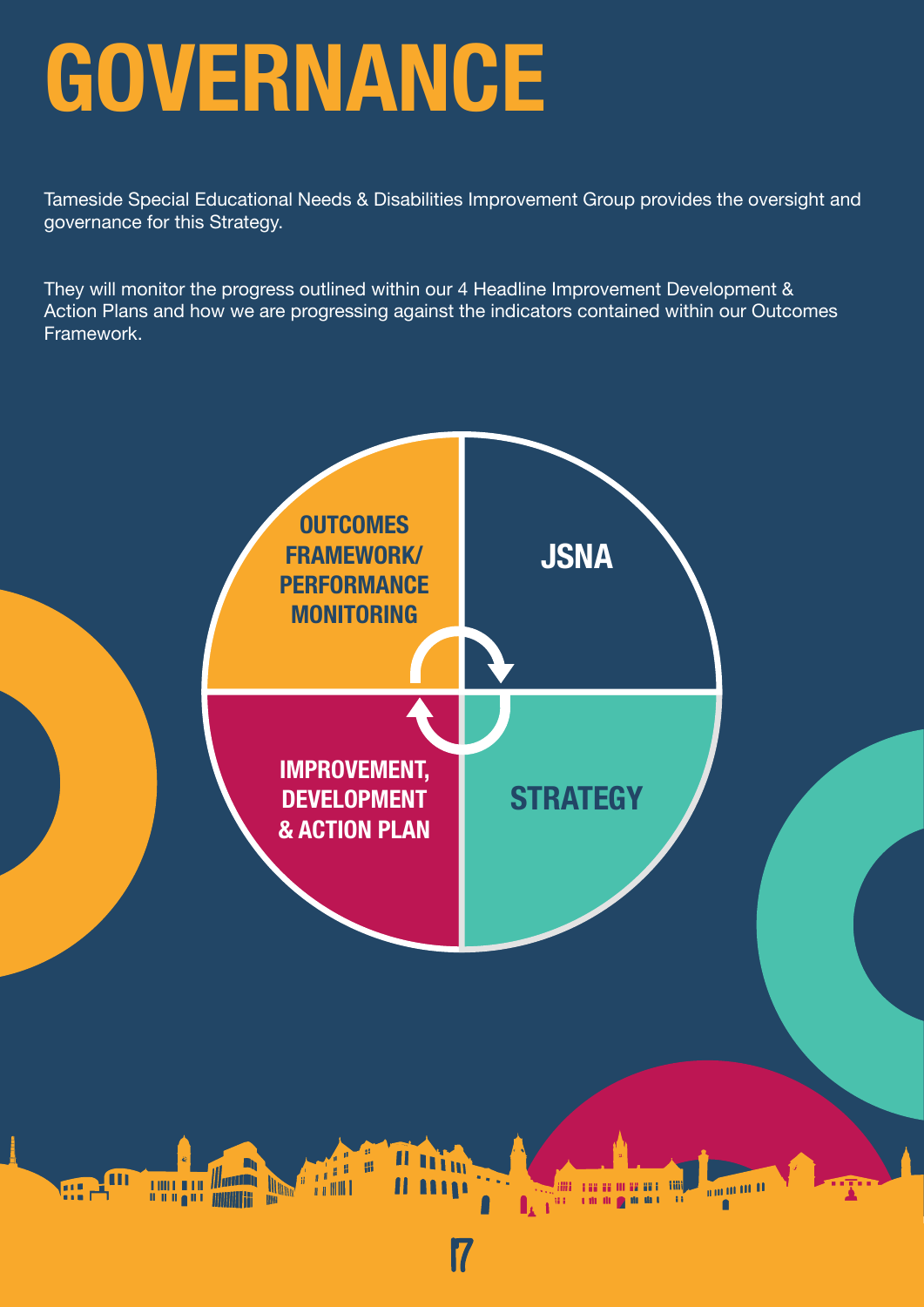# GOVERNANCE

Tameside Special Educational Needs & Disabilities Improvement Group provides the oversight and governance for this Strategy.

They will monitor the progress outlined within our 4 Headline Improvement Development & Action Plans and how we are progressing against the indicators contained within our Outcomes Framework.

OUTCOMES FRAMEWORK/ PERFORMANCE MONITORING

JSNA

STRATEGY

IMPROVEMENT, DEVELOPMENT & ACTION PLAN